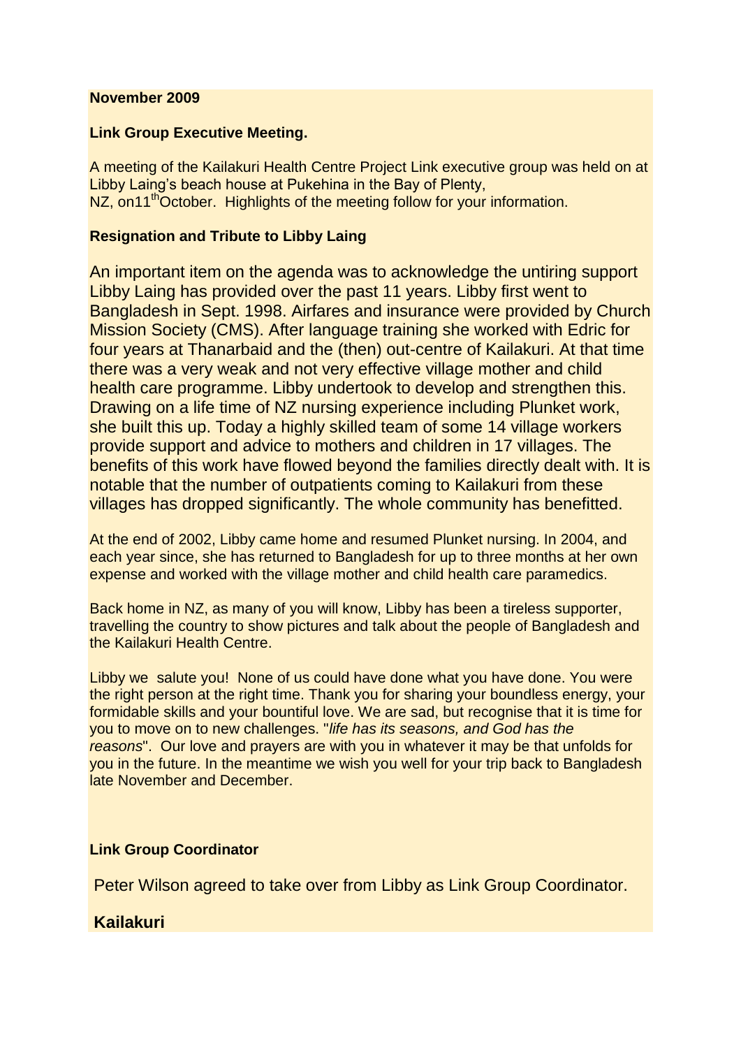**November 2009**

**Link Group Executive Meeting.**

A meeting of the Kailakuri Health Centre Project Link executive group was held on at Libby Laing's beach house at Pukehina in the Bay of Plenty, NZ, on11th October. Highlights of the meeting follow for your information.

**Resignation and Tribute to Libby Laing**

An important item on the agenda was to acknowledge the untiring support Libby Laing has provided over the past 11 years. Libby first went to Bangladesh in Sept. 1998. Airfares and insurance were provided by Church Mission Society (CMS). After language training she worked with Edric for four years at Thanarbaid and the (then) out-centre of Kailakuri. At that time there was a very weak and not very effective village mother and child health care programme. Libby undertook to develop and strengthen this. Drawing on a life time of NZ nursing experience including Plunket work, she built this up. Today a highly skilled team of some 14 village workers provide support and advice to mothers and children in 17 villages. The benefits of this work have flowed beyond the families directly dealt with. It is notable that the number of outpatients coming to Kailakuri from these villages has dropped significantly. The whole community has benefitted.

At the end of 2002, Libby came home and resumed Plunket nursing. In 2004, and each year since, she has returned to Bangladesh for up to three months at her own expense and worked with the village mother and child health care paramedics.

Back home in NZ, as many of you will know, Libby has been a tireless supporter, travelling the country to show pictures and talk about the people of Bangladesh and the Kailakuri Health Centre.

Libby we salute you! None of us could have done what you have done. You were the right person at the right time. Thank you for sharing your boundless energy, your formidable skills and your bountiful love. We are sad, but recognise that it is time for you to move on to new challenges. "*life has its seasons, and God has the reasons*". Our love and prayers are with you in whatever it may be that unfolds for you in the future. In the meantime we wish you well for your trip back to Bangladesh late November and December.

**Link Group Coordinator**

Peter Wilson agreed to take over from Libby as Link Group Coordinator.

**Kailakuri**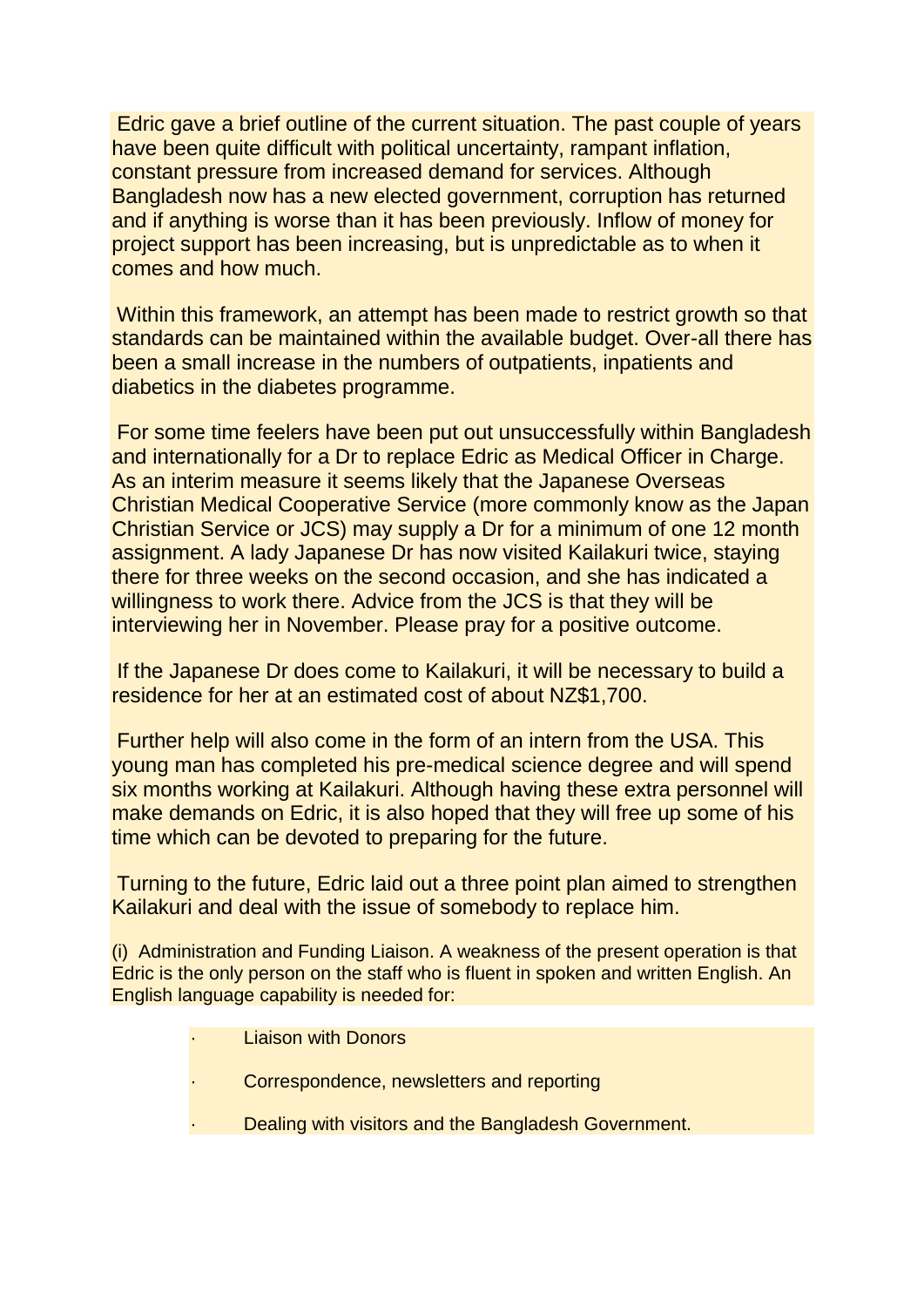Edric gave a brief outline of the current situation. The past couple of years have been quite difficult with political uncertainty, rampant inflation, constant pressure from increased demand for services. Although Bangladesh now has a new elected government, corruption has returned and if anything is worse than it has been previously. Inflow of money for project support has been increasing, but is unpredictable as to when it comes and how much.

Within this framework, an attempt has been made to restrict growth so that standards can be maintained within the available budget. Over-all there has been a small increase in the numbers of outpatients, inpatients and diabetics in the diabetes programme.

For some time feelers have been put out unsuccessfully within Bangladesh and internationally for a Dr to replace Edric as Medical Officer in Charge. As an interim measure it seems likely that the Japanese Overseas Christian Medical Cooperative Service (more commonly know as the Japan Christian Service or JCS) may supply a Dr for a minimum of one 12 month assignment. A lady Japanese Dr has now visited Kailakuri twice, staying there for three weeks on the second occasion, and she has indicated a willingness to work there. Advice from the JCS is that they will be interviewing her in November. Please pray for a positive outcome.

If the Japanese Dr does come to Kailakuri, it will be necessary to build a residence for her at an estimated cost of about NZ$1,700.

Further help will also come in the form of an intern from the USA. This young man has completed his pre-medical science degree and will spend six months working at Kailakuri. Although having these extra personnel will make demands on Edric, it is also hoped that they will free up some of his time which can be devoted to preparing for the future.

Turning to the future, Edric laid out a three point plan aimed to strengthen Kailakuri and deal with the issue of somebody to replace him.

(i) Administration and Funding Liaison. A weakness of the present operation is that Edric is the only person on the staff who is fluent in spoken and written English. An English language capability is needed for:

- Liaison with Donors
- Correspondence, newsletters and reporting
- Dealing with visitors and the Bangladesh Government.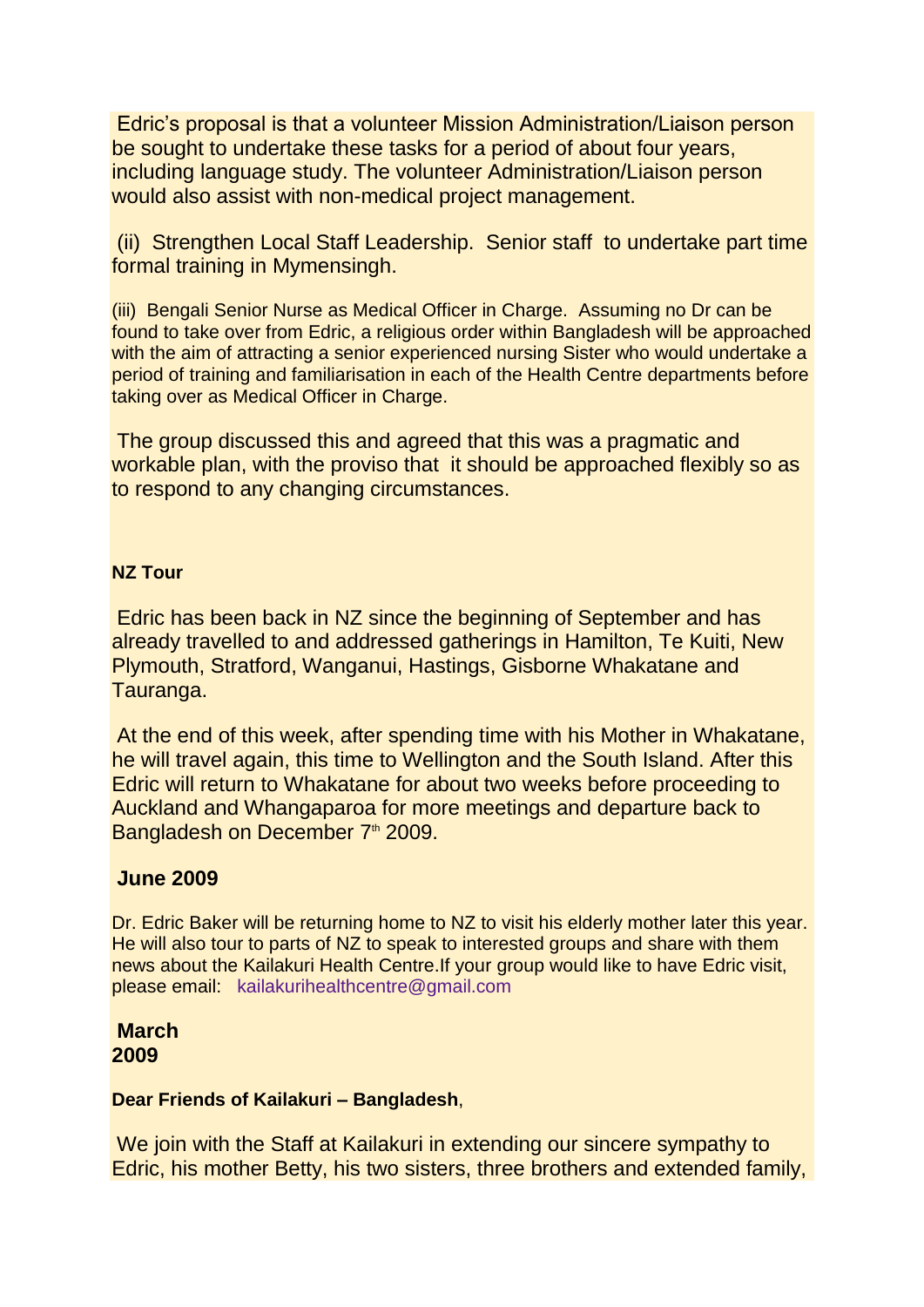Edric's proposal is that a volunteer Mission Administration/Liaison person be sought to undertake these tasks for a period of about four years, including language study. The volunteer Administration/Liaison person would also assist with non-medical project management.

(ii) Strengthen Local Staff Leadership. Senior staff to undertake part time formal training in Mymensingh.

(iii) Bengali Senior Nurse as Medical Officer in Charge. Assuming no Dr can be found to take over from Edric, a religious order within Bangladesh will be approached with the aim of attracting a senior experienced nursing Sister who would undertake a period of training and familiarisation in each of the Health Centre departments before taking over as Medical Officer in Charge.

The group discussed this and agreed that this was a pragmatic and workable plan, with the proviso that it should be approached flexibly so as to respond to any changing circumstances.

**NZ Tour**

Edric has been back in NZ since the beginning of September and has already travelled to and addressed gatherings in Hamilton, Te Kuiti, New Plymouth, Stratford, Wanganui, Hastings, Gisborne Whakatane and Tauranga.

At the end of this week, after spending time with his Mother in Whakatane, he will travel again, this time to Wellington and the South Island. After this Edric will return to Whakatane for about two weeks before proceeding to Auckland and Whangaparoa for more meetings and departure back to Bangladesh on December 7th 2009.

## June 2009

Dr. Edric Baker will be returning home to NZ to visit his elderly mother later this year. He will also tour to parts of NZ to speak to interested groups and share with them news about the Kailakuri Health Centre.If your group would like to have Edric visit, please email: kailakurihealthcentre@gmail.com

## March 2009

**Dear Friends of Kailakuri – Bangladesh**,

We join with the Staff at Kailakuri in extending our sincere sympathy to Edric, his mother Betty, his two sisters, three brothers and extended family,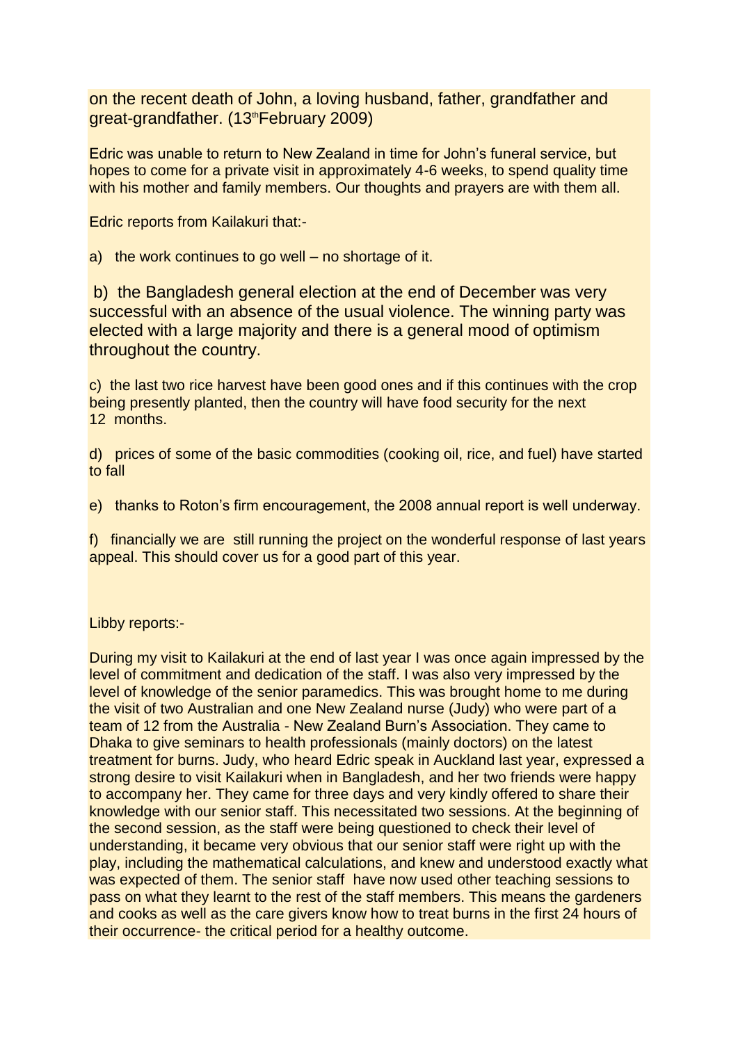on the recent death of John, a loving husband, father, grandfather and great-grandfather. (13th February 2009)

Edric was unable to return to New Zealand in time for John's funeral service, but hopes to come for a private visit in approximately 4-6 weeks, to spend quality time with his mother and family members. Our thoughts and prayers are with them all.

Edric reports from Kailakuri that:-

a) the work continues to go well – no shortage of it.

b) the Bangladesh general election at the end of December was very successful with an absence of the usual violence. The winning party was elected with a large majority and there is a general mood of optimism throughout the country.

c) the last two rice harvest have been good ones and if this continues with the crop being presently planted, then the country will have food security for the next 12 months.

d) prices of some of the basic commodities (cooking oil, rice, and fuel) have started to fall

e) thanks to Roton's firm encouragement, the 2008 annual report is well underway.

f) financially we are still running the project on the wonderful response of last years appeal. This should cover us for a good part of this year.

Libby reports:-

During my visit to Kailakuri at the end of last year I was once again impressed by the level of commitment and dedication of the staff. I was also very impressed by the level of knowledge of the senior paramedics. This was brought home to me during the visit of two Australian and one New Zealand nurse (Judy) who were part of a team of 12 from the Australia - New Zealand Burn's Association. They came to Dhaka to give seminars to health professionals (mainly doctors) on the latest treatment for burns. Judy, who heard Edric speak in Auckland last year, expressed a strong desire to visit Kailakuri when in Bangladesh, and her two friends were happy to accompany her. They came for three days and very kindly offered to share their knowledge with our senior staff. This necessitated two sessions. At the beginning of the second session, as the staff were being questioned to check their level of understanding, it became very obvious that our senior staff were right up with the play, including the mathematical calculations, and knew and understood exactly what was expected of them. The senior staff have now used other teaching sessions to pass on what they learnt to the rest of the staff members. This means the gardeners and cooks as well as the care givers know how to treat burns in the first 24 hours of their occurrence- the critical period for a healthy outcome.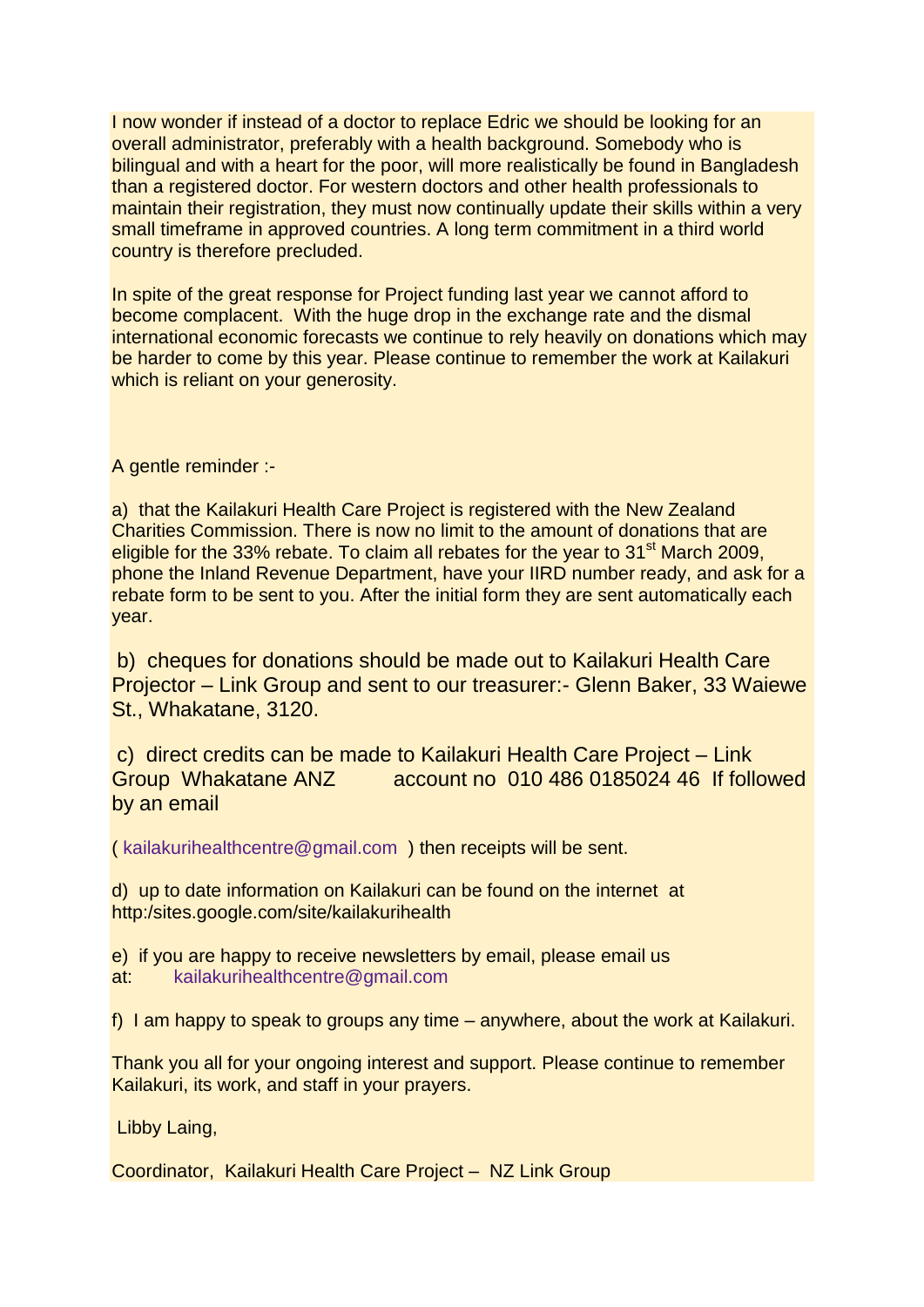I now wonder if instead of a doctor to replace Edric we should be looking for an overall administrator, preferably with a health background. Somebody who is bilingual and with a heart for the poor, will more realistically be found in Bangladesh than a registered doctor. For western doctors and other health professionals to maintain their registration, they must now continually update their skills within a very small timeframe in approved countries. A long term commitment in a third world country is therefore precluded.

In spite of the great response for Project funding last year we cannot afford to become complacent. With the huge drop in the exchange rate and the dismal international economic forecasts we continue to rely heavily on donations which may be harder to come by this year. Please continue to remember the work at Kailakuri which is reliant on your generosity.

A gentle reminder :-

a) that the Kailakuri Health Care Project is registered with the New Zealand Charities Commission. There is now no limit to the amount of donations that are eligible for the 33% rebate. To claim all rebates for the year to 31st March 2009, phone the Inland Revenue Department, have your IIRD number ready, and ask for a rebate form to be sent to you. After the initial form they are sent automatically each year.

b) cheques for donations should be made out to Kailakuri Health Care Projector – Link Group and sent to our treasurer:- Glenn Baker, 33 Waiewe St., Whakatane, 3120.

c) direct credits can be made to Kailakuri Health Care Project – Link Group Whakatane ANZ account no 010 486 0185024 46 If followed by an email

( kailakurihealthcentre@gmail.com ) then receipts will be sent.

d) up to date information on Kailakuri can be found on the internet at http:/sites.google.com/site/kailakurihealth

e) if you are happy to receive newsletters by email, please email us at: kailakurihealthcentre@gmail.com

f) I am happy to speak to groups any time – anywhere, about the work at Kailakuri.

Thank you all for your ongoing interest and support. Please continue to remember Kailakuri, its work, and staff in your prayers.

Libby Laing,

Coordinator, Kailakuri Health Care Project – NZ Link Group